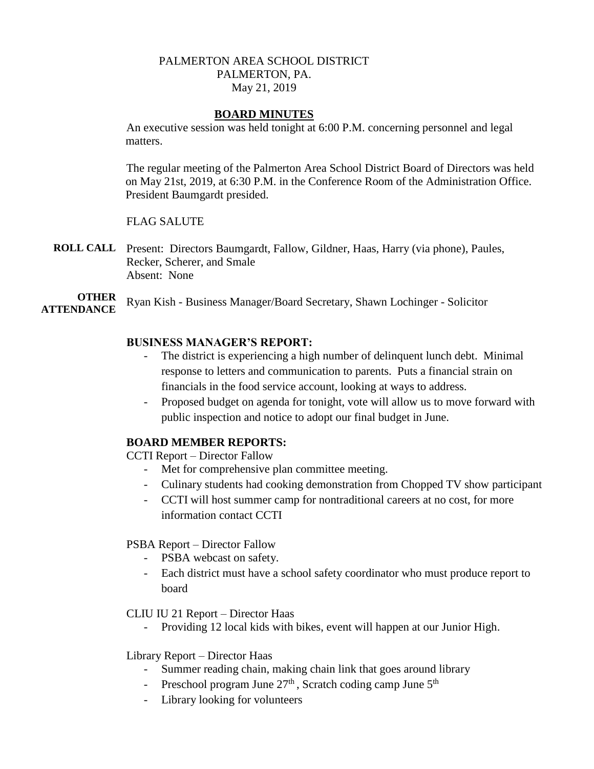PALMERTON AREA SCHOOL DISTRICT
PALMERTON, PA.
May 21, 2019

# BOARD MINUTES

An executive session was held tonight at 6:00 P.M. concerning personnel and legal matters.

The regular meeting of the Palmerton Area School District Board of Directors was held on May 21st, 2019, at 6:30 P.M. in the Conference Room of the Administration Office. President Baumgardt presided.

FLAG SALUTE

**ROLL CALL** Present: Directors Baumgardt, Fallow, Gildner, Haas, Harry (via phone), Paules, Recker, Scherer, and Smale
Absent: None

**OTHER ATTENDANCE** Ryan Kish - Business Manager/Board Secretary, Shawn Lochinger - Solicitor

**BUSINESS MANAGER'S REPORT:**

- The district is experiencing a high number of delinquent lunch debt. Minimal response to letters and communication to parents. Puts a financial strain on financials in the food service account, looking at ways to address.
- Proposed budget on agenda for tonight, vote will allow us to move forward with public inspection and notice to adopt our final budget in June.

**BOARD MEMBER REPORTS:**

CCTI Report – Director Fallow

- Met for comprehensive plan committee meeting.
- Culinary students had cooking demonstration from Chopped TV show participant
- CCTI will host summer camp for nontraditional careers at no cost, for more information contact CCTI

PSBA Report – Director Fallow

- PSBA webcast on safety.
- Each district must have a school safety coordinator who must produce report to board

CLIU IU 21 Report – Director Haas

- Providing 12 local kids with bikes, event will happen at our Junior High.

Library Report – Director Haas

- Summer reading chain, making chain link that goes around library
- Preschool program June 27th , Scratch coding camp June 5th
- Library looking for volunteers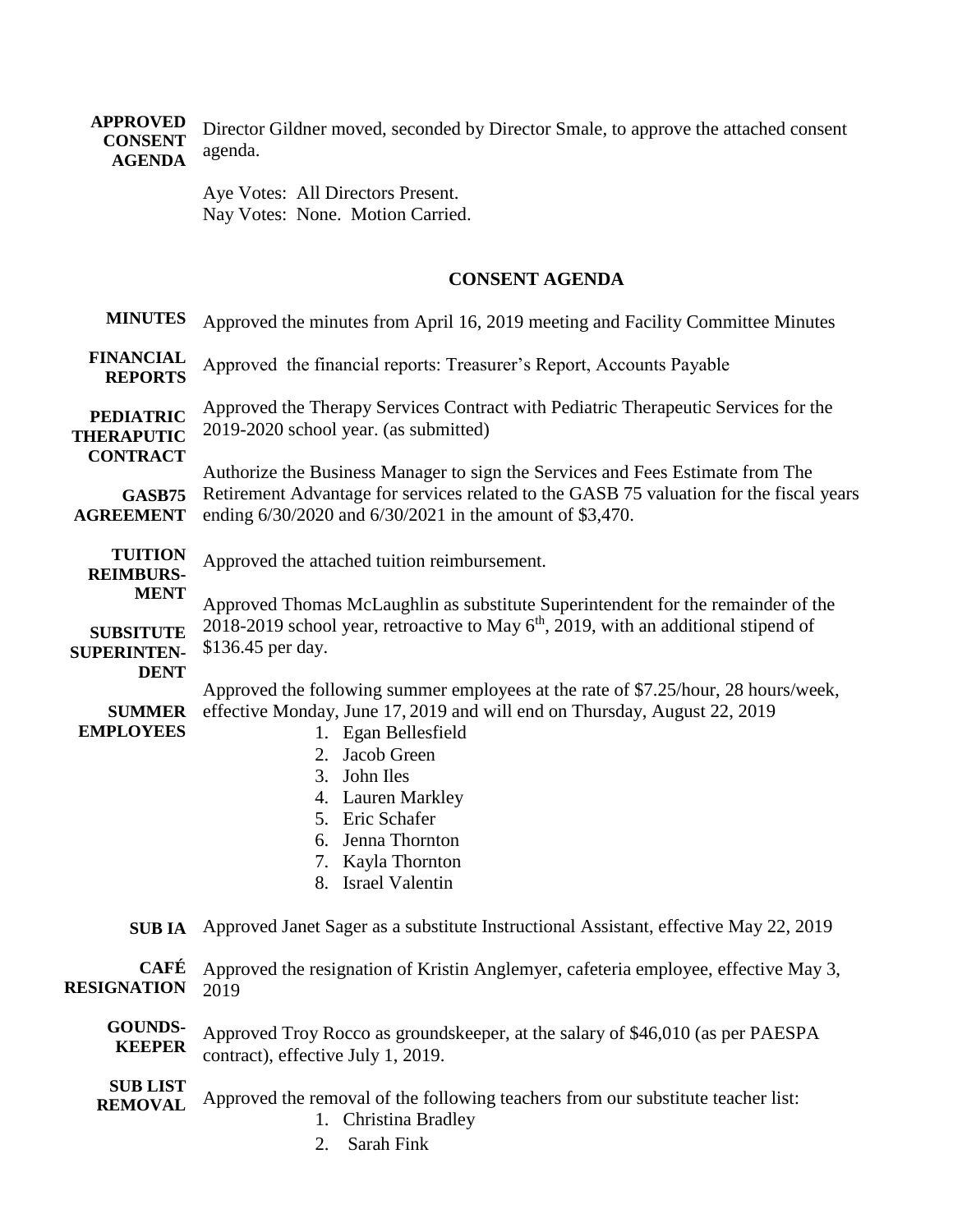**APPROVED CONSENT AGENDA**

Director Gildner moved, seconded by Director Smale, to approve the attached consent agenda.

Aye Votes: All Directors Present.
Nay Votes: None. Motion Carried.

## CONSENT AGENDA

**MINUTES** Approved the minutes from April 16, 2019 meeting and Facility Committee Minutes

**FINANCIAL REPORTS** Approved the financial reports: Treasurer's Report, Accounts Payable

**PEDIATRIC THERAPUTIC CONTRACT** Approved the Therapy Services Contract with Pediatric Therapeutic Services for the 2019-2020 school year. (as submitted)

**GASB75 AGREEMENT** Authorize the Business Manager to sign the Services and Fees Estimate from The Retirement Advantage for services related to the GASB 75 valuation for the fiscal years ending 6/30/2020 and 6/30/2021 in the amount of $3,470.

**TUITION REIMBURS-MENT** Approved the attached tuition reimbursement.

**SUBSITUTE SUPERINTEN-DENT** Approved Thomas McLaughlin as substitute Superintendent for the remainder of the 2018-2019 school year, retroactive to May 6th, 2019, with an additional stipend of $136.45 per day.

**SUMMER EMPLOYEES** Approved the following summer employees at the rate of $7.25/hour, 28 hours/week, effective Monday, June 17, 2019 and will end on Thursday, August 22, 2019

1. Egan Bellesfield
2. Jacob Green
3. John Iles
4. Lauren Markley
5. Eric Schafer
6. Jenna Thornton
7. Kayla Thornton
8. Israel Valentin

**SUB IA** Approved Janet Sager as a substitute Instructional Assistant, effective May 22, 2019

**CAFÉ RESIGNATION** Approved the resignation of Kristin Anglemyer, cafeteria employee, effective May 3, 2019

**GOUNDS-KEEPER** Approved Troy Rocco as groundskeeper, at the salary of $46,010 (as per PAESPA contract), effective July 1, 2019.

**SUB LIST REMOVAL** Approved the removal of the following teachers from our substitute teacher list:

1. Christina Bradley
2. Sarah Fink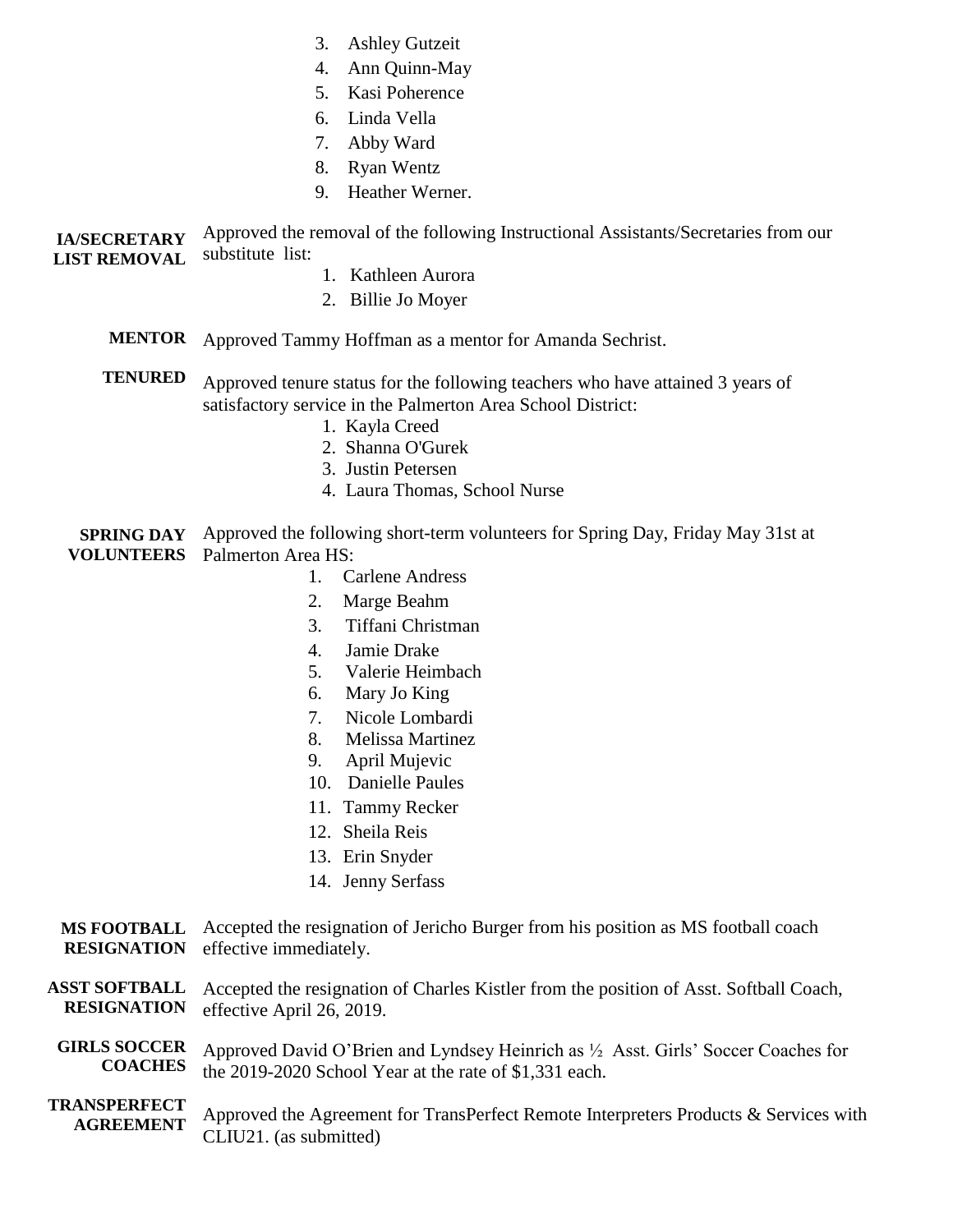3. Ashley Gutzeit
4. Ann Quinn-May
5. Kasi Poherence
6. Linda Vella
7. Abby Ward
8. Ryan Wentz
9. Heather Werner.

**IA/SECRETARY LIST REMOVAL** Approved the removal of the following Instructional Assistants/Secretaries from our substitute list:

1. Kathleen Aurora
2. Billie Jo Moyer

**MENTOR** Approved Tammy Hoffman as a mentor for Amanda Sechrist.

**TENURED** Approved tenure status for the following teachers who have attained 3 years of satisfactory service in the Palmerton Area School District:

1. Kayla Creed
2. Shanna O'Gurek
3. Justin Petersen
4. Laura Thomas, School Nurse

**SPRING DAY VOLUNTEERS** Approved the following short-term volunteers for Spring Day, Friday May 31st at Palmerton Area HS:

1. Carlene Andress
2. Marge Beahm
3. Tiffani Christman
4. Jamie Drake
5. Valerie Heimbach
6. Mary Jo King
7. Nicole Lombardi
8. Melissa Martinez
9. April Mujevic
10. Danielle Paules
11. Tammy Recker
12. Sheila Reis
13. Erin Snyder
14. Jenny Serfass

**MS FOOTBALL RESIGNATION** Accepted the resignation of Jericho Burger from his position as MS football coach effective immediately.

**ASST SOFTBALL RESIGNATION** Accepted the resignation of Charles Kistler from the position of Asst. Softball Coach, effective April 26, 2019.

**GIRLS SOCCER COACHES** Approved David O'Brien and Lyndsey Heinrich as ½ Asst. Girls' Soccer Coaches for the 2019-2020 School Year at the rate of $1,331 each.

**TRANSPERFECT AGREEMENT** Approved the Agreement for TransPerfect Remote Interpreters Products & Services with CLIU21. (as submitted)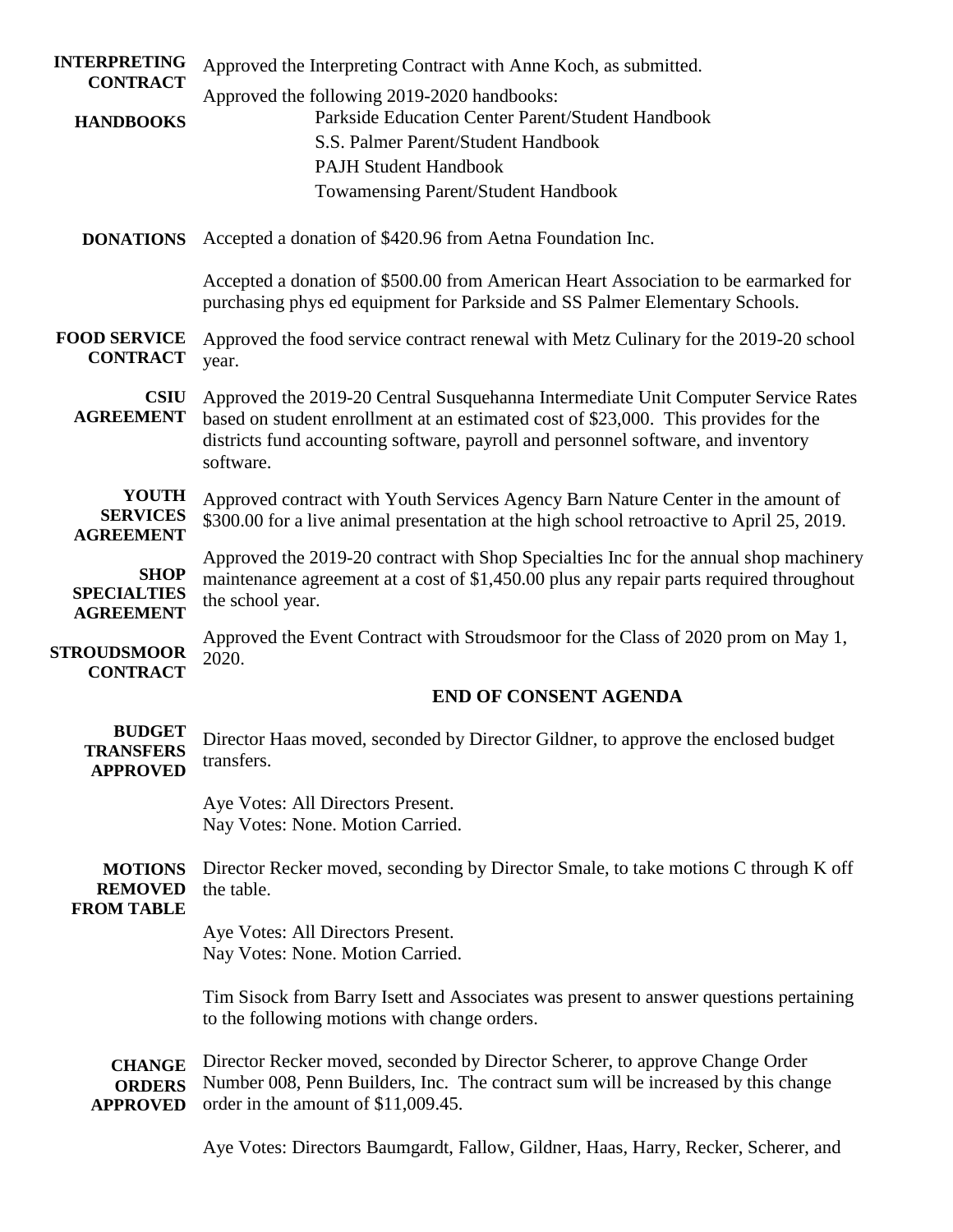**INTERPRETING CONTRACT** Approved the Interpreting Contract with Anne Koch, as submitted.

**HANDBOOKS** Approved the following 2019-2020 handbooks:

- Parkside Education Center Parent/Student Handbook
- S.S. Palmer Parent/Student Handbook
- PAJH Student Handbook
- Towamensing Parent/Student Handbook

**DONATIONS** Accepted a donation of $420.96 from Aetna Foundation Inc.

Accepted a donation of $500.00 from American Heart Association to be earmarked for purchasing phys ed equipment for Parkside and SS Palmer Elementary Schools.

**FOOD SERVICE CONTRACT** Approved the food service contract renewal with Metz Culinary for the 2019-20 school year.

**CSIU AGREEMENT** Approved the 2019-20 Central Susquehanna Intermediate Unit Computer Service Rates based on student enrollment at an estimated cost of $23,000. This provides for the districts fund accounting software, payroll and personnel software, and inventory software.

**YOUTH SERVICES AGREEMENT** Approved contract with Youth Services Agency Barn Nature Center in the amount of $300.00 for a live animal presentation at the high school retroactive to April 25, 2019.

**SHOP SPECIALTIES AGREEMENT** Approved the 2019-20 contract with Shop Specialties Inc for the annual shop machinery maintenance agreement at a cost of $1,450.00 plus any repair parts required throughout the school year.

**STROUDSMOOR CONTRACT** Approved the Event Contract with Stroudsmoor for the Class of 2020 prom on May 1, 2020.

**END OF CONSENT AGENDA**

**BUDGET TRANSFERS APPROVED** Director Haas moved, seconded by Director Gildner, to approve the enclosed budget transfers.

Aye Votes: All Directors Present.
Nay Votes: None. Motion Carried.

**MOTIONS REMOVED FROM TABLE** Director Recker moved, seconding by Director Smale, to take motions C through K off the table.

Aye Votes: All Directors Present.
Nay Votes: None. Motion Carried.

Tim Sisock from Barry Isett and Associates was present to answer questions pertaining to the following motions with change orders.

**CHANGE ORDERS APPROVED** Director Recker moved, seconded by Director Scherer, to approve Change Order Number 008, Penn Builders, Inc. The contract sum will be increased by this change order in the amount of $11,009.45.

Aye Votes: Directors Baumgardt, Fallow, Gildner, Haas, Harry, Recker, Scherer, and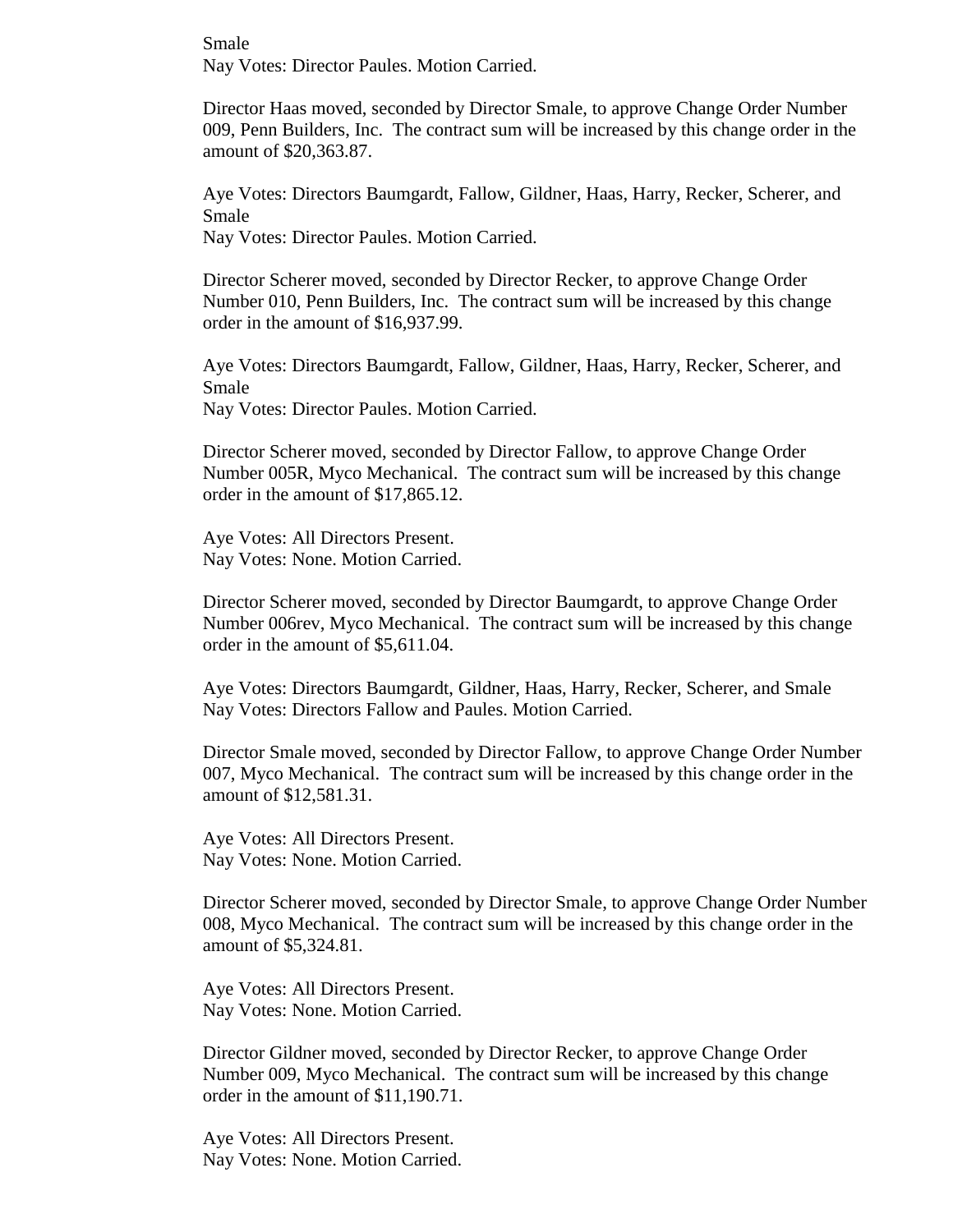Smale
Nay Votes: Director Paules. Motion Carried.

Director Haas moved, seconded by Director Smale, to approve Change Order Number 009, Penn Builders, Inc. The contract sum will be increased by this change order in the amount of $20,363.87.

Aye Votes: Directors Baumgardt, Fallow, Gildner, Haas, Harry, Recker, Scherer, and Smale
Nay Votes: Director Paules. Motion Carried.

Director Scherer moved, seconded by Director Recker, to approve Change Order Number 010, Penn Builders, Inc. The contract sum will be increased by this change order in the amount of $16,937.99.

Aye Votes: Directors Baumgardt, Fallow, Gildner, Haas, Harry, Recker, Scherer, and Smale
Nay Votes: Director Paules. Motion Carried.

Director Scherer moved, seconded by Director Fallow, to approve Change Order Number 005R, Myco Mechanical. The contract sum will be increased by this change order in the amount of $17,865.12.

Aye Votes: All Directors Present.
Nay Votes: None. Motion Carried.

Director Scherer moved, seconded by Director Baumgardt, to approve Change Order Number 006rev, Myco Mechanical. The contract sum will be increased by this change order in the amount of $5,611.04.

Aye Votes: Directors Baumgardt, Gildner, Haas, Harry, Recker, Scherer, and Smale
Nay Votes: Directors Fallow and Paules. Motion Carried.

Director Smale moved, seconded by Director Fallow, to approve Change Order Number 007, Myco Mechanical. The contract sum will be increased by this change order in the amount of $12,581.31.

Aye Votes: All Directors Present.
Nay Votes: None. Motion Carried.

Director Scherer moved, seconded by Director Smale, to approve Change Order Number 008, Myco Mechanical. The contract sum will be increased by this change order in the amount of $5,324.81.

Aye Votes: All Directors Present.
Nay Votes: None. Motion Carried.

Director Gildner moved, seconded by Director Recker, to approve Change Order Number 009, Myco Mechanical. The contract sum will be increased by this change order in the amount of $11,190.71.

Aye Votes: All Directors Present.
Nay Votes: None. Motion Carried.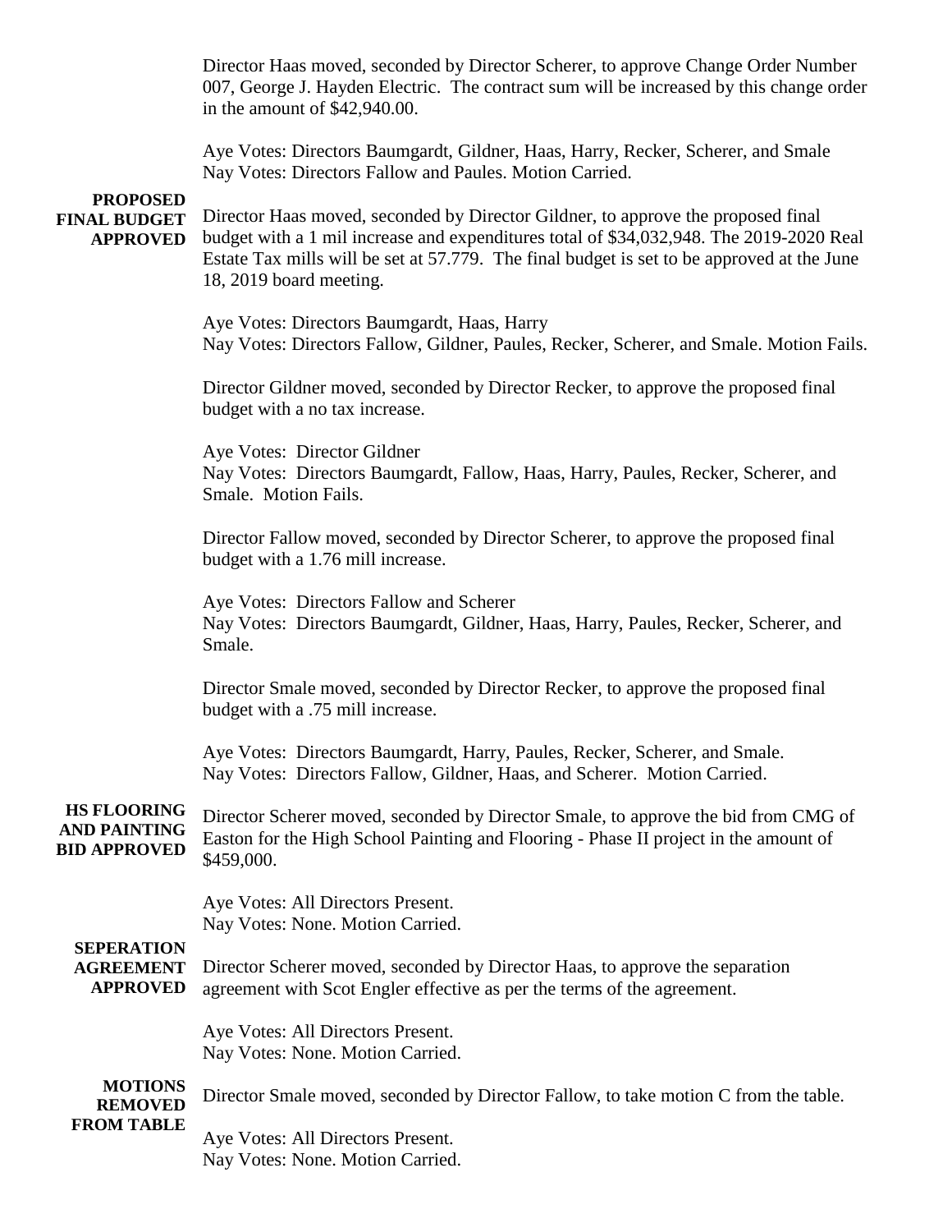Director Haas moved, seconded by Director Scherer, to approve Change Order Number 007, George J. Hayden Electric. The contract sum will be increased by this change order in the amount of $42,940.00.

Aye Votes: Directors Baumgardt, Gildner, Haas, Harry, Recker, Scherer, and Smale
Nay Votes: Directors Fallow and Paules. Motion Carried.

**PROPOSED FINAL BUDGET APPROVED**

Director Haas moved, seconded by Director Gildner, to approve the proposed final budget with a 1 mil increase and expenditures total of $34,032,948. The 2019-2020 Real Estate Tax mills will be set at 57.779. The final budget is set to be approved at the June 18, 2019 board meeting.

Aye Votes: Directors Baumgardt, Haas, Harry
Nay Votes: Directors Fallow, Gildner, Paules, Recker, Scherer, and Smale. Motion Fails.

Director Gildner moved, seconded by Director Recker, to approve the proposed final budget with a no tax increase.

Aye Votes: Director Gildner
Nay Votes: Directors Baumgardt, Fallow, Haas, Harry, Paules, Recker, Scherer, and Smale. Motion Fails.

Director Fallow moved, seconded by Director Scherer, to approve the proposed final budget with a 1.76 mill increase.

Aye Votes: Directors Fallow and Scherer
Nay Votes: Directors Baumgardt, Gildner, Haas, Harry, Paules, Recker, Scherer, and Smale.

Director Smale moved, seconded by Director Recker, to approve the proposed final budget with a .75 mill increase.

Aye Votes: Directors Baumgardt, Harry, Paules, Recker, Scherer, and Smale.
Nay Votes: Directors Fallow, Gildner, Haas, and Scherer. Motion Carried.

**HS FLOORING AND PAINTING BID APPROVED**

Director Scherer moved, seconded by Director Smale, to approve the bid from CMG of Easton for the High School Painting and Flooring - Phase II project in the amount of $459,000.

Aye Votes: All Directors Present.
Nay Votes: None. Motion Carried.

**SEPERATION AGREEMENT APPROVED**

Director Scherer moved, seconded by Director Haas, to approve the separation agreement with Scot Engler effective as per the terms of the agreement.

Aye Votes: All Directors Present.
Nay Votes: None. Motion Carried.

**MOTIONS REMOVED FROM TABLE**

Director Smale moved, seconded by Director Fallow, to take motion C from the table.

Aye Votes: All Directors Present.
Nay Votes: None. Motion Carried.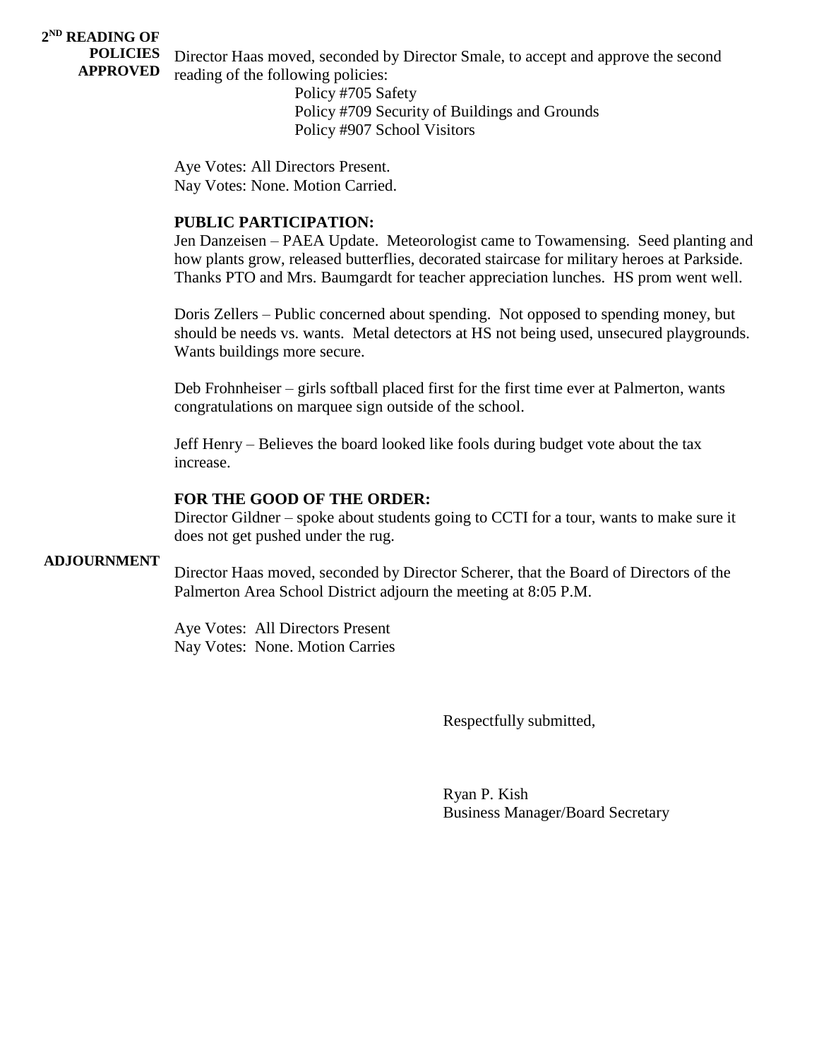**2ND READING OF POLICIES APPROVED**

Director Haas moved, seconded by Director Smale, to accept and approve the second reading of the following policies:

Policy #705 Safety
Policy #709 Security of Buildings and Grounds
Policy #907 School Visitors

Aye Votes: All Directors Present.
Nay Votes: None. Motion Carried.

**PUBLIC PARTICIPATION:**

Jen Danzeisen – PAEA Update. Meteorologist came to Towamensing. Seed planting and how plants grow, released butterflies, decorated staircase for military heroes at Parkside. Thanks PTO and Mrs. Baumgardt for teacher appreciation lunches. HS prom went well.

Doris Zellers – Public concerned about spending. Not opposed to spending money, but should be needs vs. wants. Metal detectors at HS not being used, unsecured playgrounds. Wants buildings more secure.

Deb Frohnheiser – girls softball placed first for the first time ever at Palmerton, wants congratulations on marquee sign outside of the school.

Jeff Henry – Believes the board looked like fools during budget vote about the tax increase.

**FOR THE GOOD OF THE ORDER:**

Director Gildner – spoke about students going to CCTI for a tour, wants to make sure it does not get pushed under the rug.

**ADJOURNMENT**

Director Haas moved, seconded by Director Scherer, that the Board of Directors of the Palmerton Area School District adjourn the meeting at 8:05 P.M.

Aye Votes: All Directors Present
Nay Votes: None. Motion Carries

Respectfully submitted,

Ryan P. Kish
Business Manager/Board Secretary